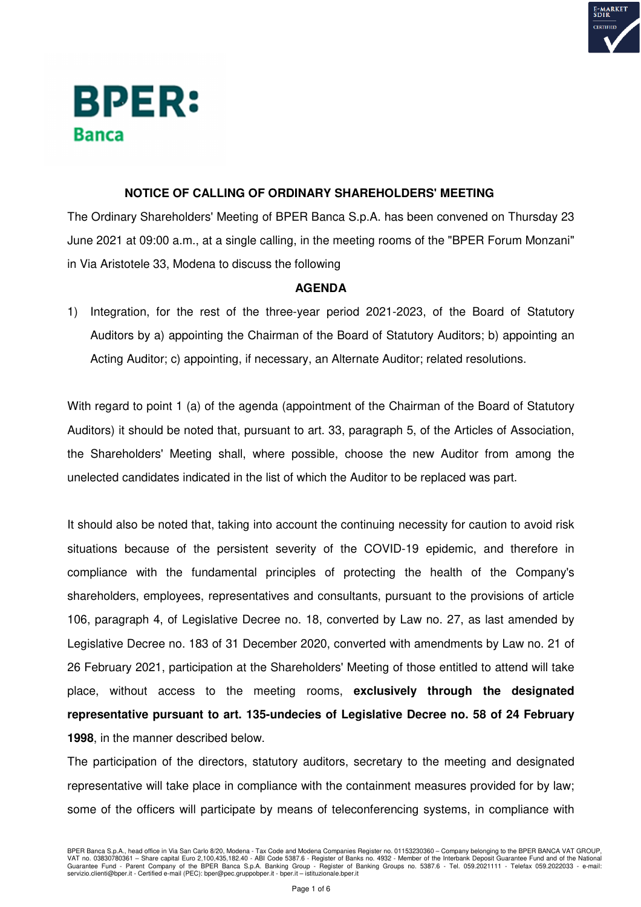BPER:
Banca

## NOTICE OF CALLING OF ORDINARY SHAREHOLDERS' MEETING

The Ordinary Shareholders' Meeting of BPER Banca S.p.A. has been convened on Thursday 23 June 2021 at 09:00 a.m., at a single calling, in the meeting rooms of the "BPER Forum Monzani" in Via Aristotele 33, Modena to discuss the following

### AGENDA

1) Integration, for the rest of the three-year period 2021-2023, of the Board of Statutory Auditors by a) appointing the Chairman of the Board of Statutory Auditors; b) appointing an Acting Auditor; c) appointing, if necessary, an Alternate Auditor; related resolutions.

With regard to point 1 (a) of the agenda (appointment of the Chairman of the Board of Statutory Auditors) it should be noted that, pursuant to art. 33, paragraph 5, of the Articles of Association, the Shareholders' Meeting shall, where possible, choose the new Auditor from among the unelected candidates indicated in the list of which the Auditor to be replaced was part.

It should also be noted that, taking into account the continuing necessity for caution to avoid risk situations because of the persistent severity of the COVID-19 epidemic, and therefore in compliance with the fundamental principles of protecting the health of the Company's shareholders, employees, representatives and consultants, pursuant to the provisions of article 106, paragraph 4, of Legislative Decree no. 18, converted by Law no. 27, as last amended by Legislative Decree no. 183 of 31 December 2020, converted with amendments by Law no. 21 of 26 February 2021, participation at the Shareholders' Meeting of those entitled to attend will take place, without access to the meeting rooms, **exclusively through the designated representative pursuant to art. 135-undecies of Legislative Decree no. 58 of 24 February 1998**, in the manner described below.

The participation of the directors, statutory auditors, secretary to the meeting and designated representative will take place in compliance with the containment measures provided for by law; some of the officers will participate by means of teleconferencing systems, in compliance with

BPER Banca S.p.A., head office in Via San Carlo 8/20, Modena - Tax Code and Modena Companies Register no. 01153230360 – Company belonging to the BPER BANCA VAT GROUP, VAT no. 03830780361 – Share capital Euro 2,100,435,182.40 - ABI Code 5387.6 - Register of Banks no. 4932 - Member of the Interbank Deposit Guarantee Fund and of the National Guarantee Fund - Parent Company of the BPER Banca S.p.A. Banking Group - Register of Banking Groups no. 5387.6 - Tel. 059.2021111 - Telefax 059.2022033 - e-mail: servizio.clienti@bper.it - Certified e-mail (PEC): bper@pec.gruppobper.it - bper.it – istituzionale.bper.it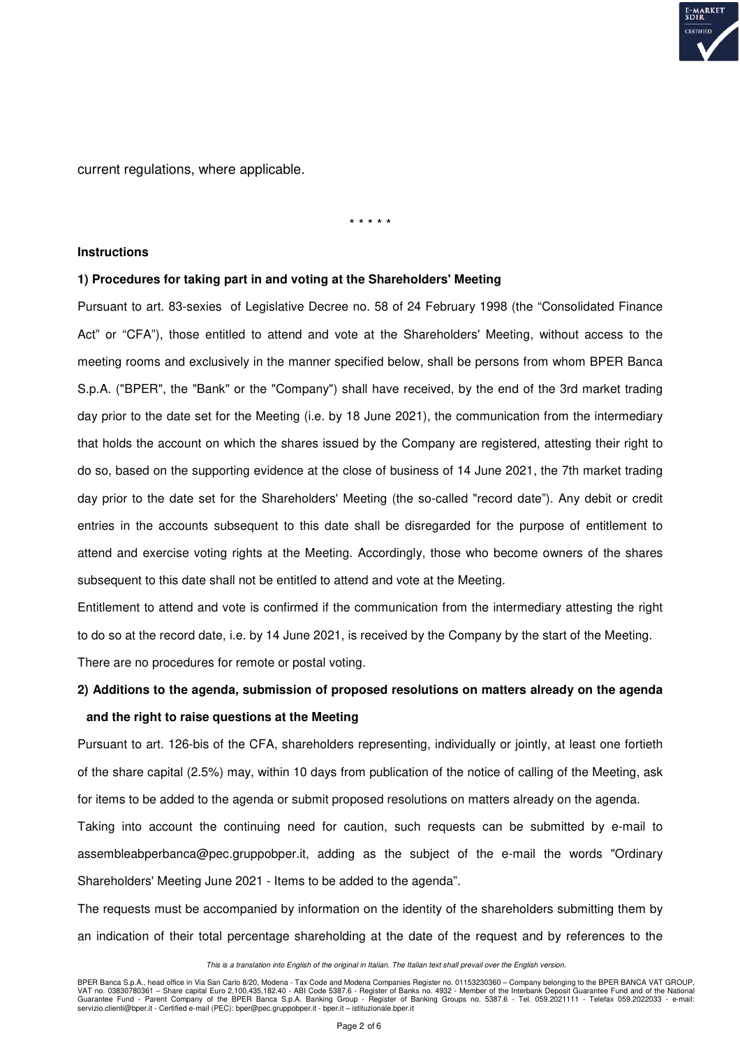current regulations, where applicable.

\* \* \* \* \*

**Instructions**

**1) Procedures for taking part in and voting at the Shareholders' Meeting**

Pursuant to art. 83-sexies of Legislative Decree no. 58 of 24 February 1998 (the “Consolidated Finance Act” or “CFA”), those entitled to attend and vote at the Shareholders' Meeting, without access to the meeting rooms and exclusively in the manner specified below, shall be persons from whom BPER Banca S.p.A. ("BPER", the "Bank" or the "Company") shall have received, by the end of the 3rd market trading day prior to the date set for the Meeting (i.e. by 18 June 2021), the communication from the intermediary that holds the account on which the shares issued by the Company are registered, attesting their right to do so, based on the supporting evidence at the close of business of 14 June 2021, the 7th market trading day prior to the date set for the Shareholders' Meeting (the so-called "record date”). Any debit or credit entries in the accounts subsequent to this date shall be disregarded for the purpose of entitlement to attend and exercise voting rights at the Meeting. Accordingly, those who become owners of the shares subsequent to this date shall not be entitled to attend and vote at the Meeting.

Entitlement to attend and vote is confirmed if the communication from the intermediary attesting the right to do so at the record date, i.e. by 14 June 2021, is received by the Company by the start of the Meeting.

There are no procedures for remote or postal voting.

**2) Additions to the agenda, submission of proposed resolutions on matters already on the agenda and the right to raise questions at the Meeting**

Pursuant to art. 126-bis of the CFA, shareholders representing, individually or jointly, at least one fortieth of the share capital (2.5%) may, within 10 days from publication of the notice of calling of the Meeting, ask for items to be added to the agenda or submit proposed resolutions on matters already on the agenda.

Taking into account the continuing need for caution, such requests can be submitted by e-mail to assembleabperbanca@pec.gruppobper.it, adding as the subject of the e-mail the words "Ordinary Shareholders' Meeting June 2021 - Items to be added to the agenda”.

The requests must be accompanied by information on the identity of the shareholders submitting them by an indication of their total percentage shareholding at the date of the request and by references to the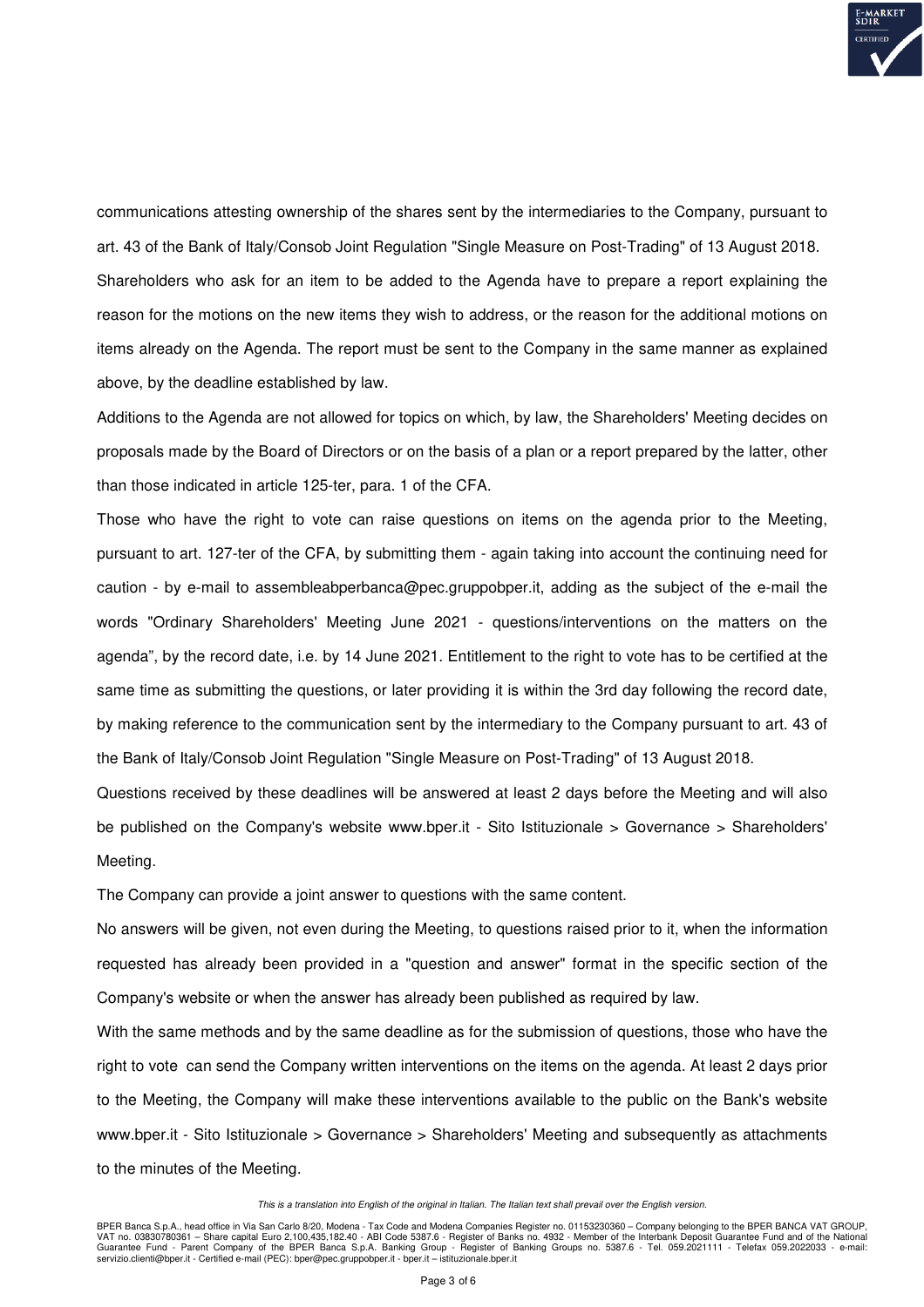communications attesting ownership of the shares sent by the intermediaries to the Company, pursuant to art. 43 of the Bank of Italy/Consob Joint Regulation "Single Measure on Post-Trading" of 13 August 2018.

Shareholders who ask for an item to be added to the Agenda have to prepare a report explaining the reason for the motions on the new items they wish to address, or the reason for the additional motions on items already on the Agenda. The report must be sent to the Company in the same manner as explained above, by the deadline established by law.

Additions to the Agenda are not allowed for topics on which, by law, the Shareholders' Meeting decides on proposals made by the Board of Directors or on the basis of a plan or a report prepared by the latter, other than those indicated in article 125-ter, para. 1 of the CFA.

Those who have the right to vote can raise questions on items on the agenda prior to the Meeting, pursuant to art. 127-ter of the CFA, by submitting them - again taking into account the continuing need for caution - by e-mail to assembleabperbanca@pec.gruppobper.it, adding as the subject of the e-mail the words "Ordinary Shareholders' Meeting June 2021 - questions/interventions on the matters on the agenda", by the record date, i.e. by 14 June 2021. Entitlement to the right to vote has to be certified at the same time as submitting the questions, or later providing it is within the 3rd day following the record date, by making reference to the communication sent by the intermediary to the Company pursuant to art. 43 of the Bank of Italy/Consob Joint Regulation "Single Measure on Post-Trading" of 13 August 2018.

Questions received by these deadlines will be answered at least 2 days before the Meeting and will also be published on the Company's website www.bper.it - Sito Istituzionale > Governance > Shareholders' Meeting.

The Company can provide a joint answer to questions with the same content.

No answers will be given, not even during the Meeting, to questions raised prior to it, when the information requested has already been provided in a "question and answer" format in the specific section of the Company's website or when the answer has already been published as required by law.

With the same methods and by the same deadline as for the submission of questions, those who have the right to vote can send the Company written interventions on the items on the agenda. At least 2 days prior to the Meeting, the Company will make these interventions available to the public on the Bank's website www.bper.it - Sito Istituzionale > Governance > Shareholders' Meeting and subsequently as attachments to the minutes of the Meeting.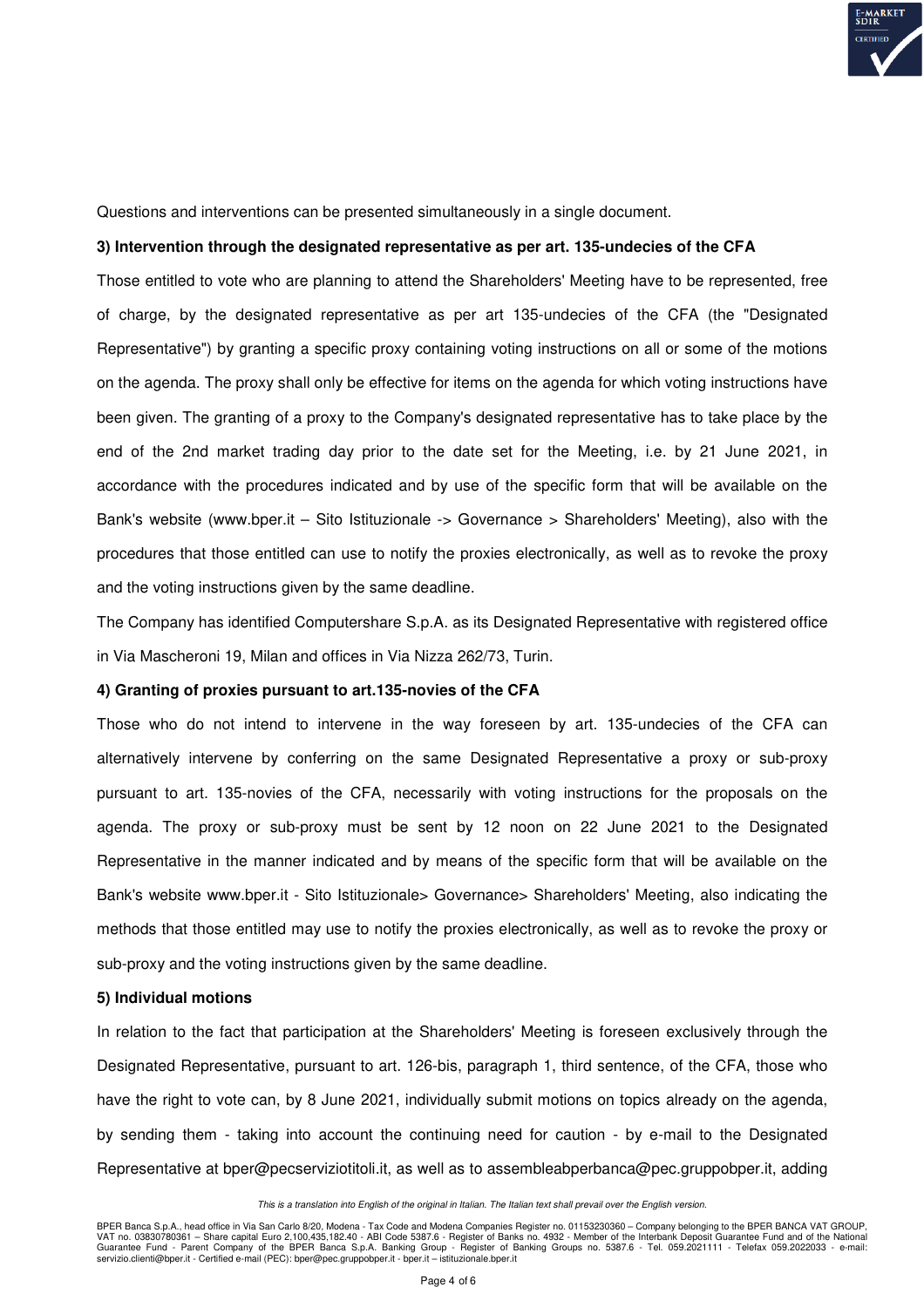Questions and interventions can be presented simultaneously in a single document.

**3) Intervention through the designated representative as per art. 135-undecies of the CFA**

Those entitled to vote who are planning to attend the Shareholders' Meeting have to be represented, free of charge, by the designated representative as per art 135-undecies of the CFA (the "Designated Representative") by granting a specific proxy containing voting instructions on all or some of the motions on the agenda. The proxy shall only be effective for items on the agenda for which voting instructions have been given. The granting of a proxy to the Company's designated representative has to take place by the end of the 2nd market trading day prior to the date set for the Meeting, i.e. by 21 June 2021, in accordance with the procedures indicated and by use of the specific form that will be available on the Bank's website (www.bper.it – Sito Istituzionale -> Governance > Shareholders' Meeting), also with the procedures that those entitled can use to notify the proxies electronically, as well as to revoke the proxy and the voting instructions given by the same deadline.

The Company has identified Computershare S.p.A. as its Designated Representative with registered office in Via Mascheroni 19, Milan and offices in Via Nizza 262/73, Turin.

**4) Granting of proxies pursuant to art.135-novies of the CFA**

Those who do not intend to intervene in the way foreseen by art. 135-undecies of the CFA can alternatively intervene by conferring on the same Designated Representative a proxy or sub-proxy pursuant to art. 135-novies of the CFA, necessarily with voting instructions for the proposals on the agenda. The proxy or sub-proxy must be sent by 12 noon on 22 June 2021 to the Designated Representative in the manner indicated and by means of the specific form that will be available on the Bank's website www.bper.it - Sito Istituzionale> Governance> Shareholders' Meeting, also indicating the methods that those entitled may use to notify the proxies electronically, as well as to revoke the proxy or sub-proxy and the voting instructions given by the same deadline.

**5) Individual motions**

In relation to the fact that participation at the Shareholders' Meeting is foreseen exclusively through the Designated Representative, pursuant to art. 126-bis, paragraph 1, third sentence, of the CFA, those who have the right to vote can, by 8 June 2021, individually submit motions on topics already on the agenda, by sending them - taking into account the continuing need for caution - by e-mail to the Designated Representative at bper@pecserviziotitoli.it, as well as to assembleabperbanca@pec.gruppobper.it, adding

*This is a translation into English of the original in Italian. The Italian text shall prevail over the English version.*

BPER Banca S.p.A., head office in Via San Carlo 8/20, Modena - Tax Code and Modena Companies Register no. 01153230360 – Company belonging to the BPER BANCA VAT GROUP, VAT no. 03830780361 – Share capital Euro 2,100,435,182.40 - ABI Code 5387.6 - Register of Banks no. 4932 - Member of the Interbank Deposit Guarantee Fund and of the National Guarantee Fund - Parent Company of the BPER Banca S.p.A. Banking Group - Register of Banking Groups no. 5387.6 - Tel. 059.2021111 - Telefax 059.2022033 - e-mail: servizio.clienti@bper.it - Certified e-mail (PEC): bper@pec.gruppobper.it - bper.it – istituzionale.bper.it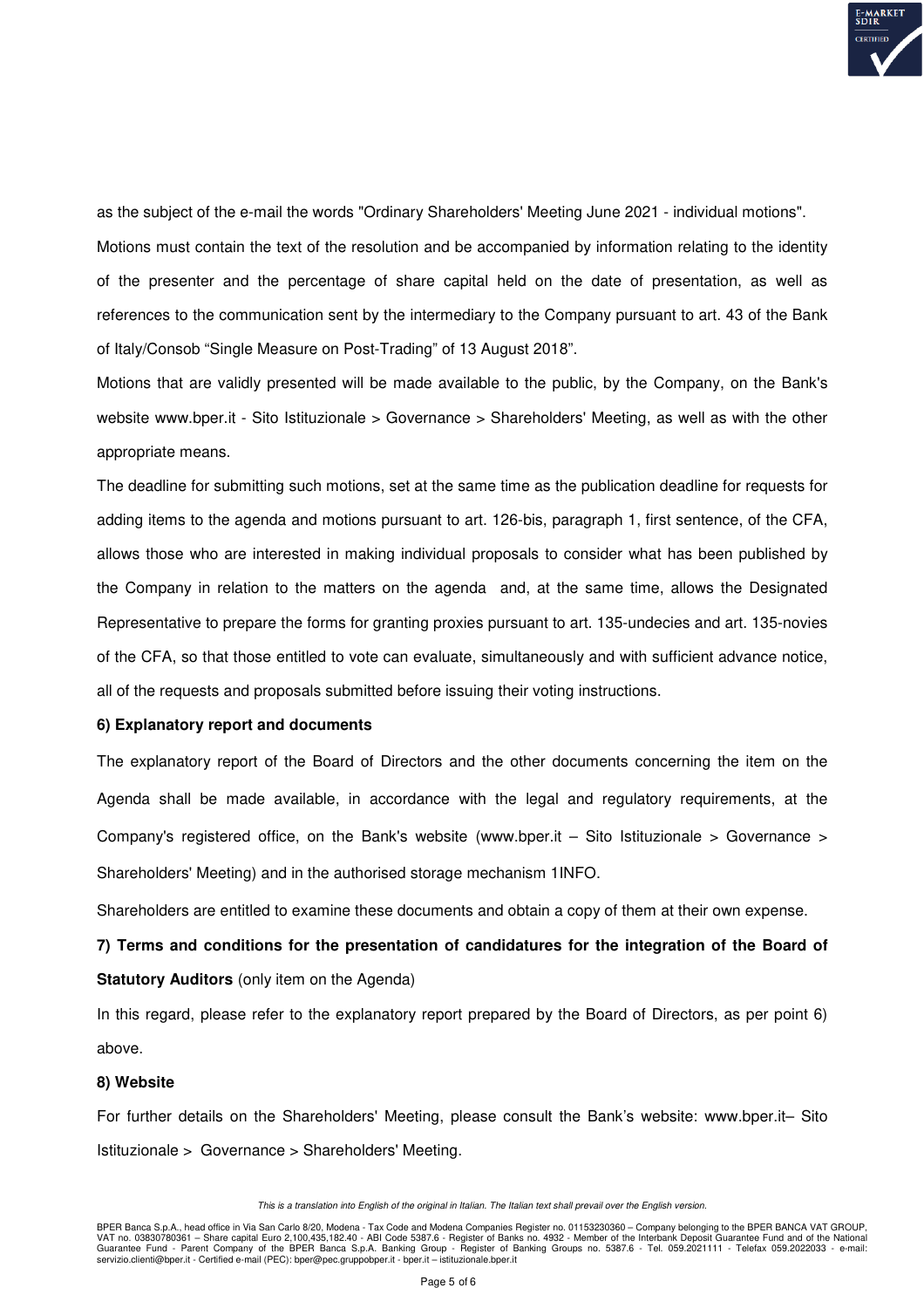as the subject of the e-mail the words "Ordinary Shareholders' Meeting June 2021 - individual motions".

Motions must contain the text of the resolution and be accompanied by information relating to the identity of the presenter and the percentage of share capital held on the date of presentation, as well as references to the communication sent by the intermediary to the Company pursuant to art. 43 of the Bank of Italy/Consob "Single Measure on Post-Trading" of 13 August 2018".

Motions that are validly presented will be made available to the public, by the Company, on the Bank's website www.bper.it - Sito Istituzionale > Governance > Shareholders' Meeting, as well as with the other appropriate means.

The deadline for submitting such motions, set at the same time as the publication deadline for requests for adding items to the agenda and motions pursuant to art. 126-bis, paragraph 1, first sentence, of the CFA, allows those who are interested in making individual proposals to consider what has been published by the Company in relation to the matters on the agenda and, at the same time, allows the Designated Representative to prepare the forms for granting proxies pursuant to art. 135-undecies and art. 135-novies of the CFA, so that those entitled to vote can evaluate, simultaneously and with sufficient advance notice, all of the requests and proposals submitted before issuing their voting instructions.

**6) Explanatory report and documents**

The explanatory report of the Board of Directors and the other documents concerning the item on the Agenda shall be made available, in accordance with the legal and regulatory requirements, at the Company's registered office, on the Bank's website (www.bper.it – Sito Istituzionale > Governance > Shareholders' Meeting) and in the authorised storage mechanism 1INFO.

Shareholders are entitled to examine these documents and obtain a copy of them at their own expense.

**7) Terms and conditions for the presentation of candidatures for the integration of the Board of Statutory Auditors** (only item on the Agenda)

In this regard, please refer to the explanatory report prepared by the Board of Directors, as per point 6) above.

**8) Website**

For further details on the Shareholders' Meeting, please consult the Bank's website: www.bper.it– Sito Istituzionale > Governance > Shareholders' Meeting.

*This is a translation into English of the original in Italian. The Italian text shall prevail over the English version.*

BPER Banca S.p.A., head office in Via San Carlo 8/20, Modena - Tax Code and Modena Companies Register no. 01153230360 – Company belonging to the BPER BANCA VAT GROUP, VAT no. 03830780361 – Share capital Euro 2,100,435,182.40 - ABI Code 5387.6 - Register of Banks no. 4932 - Member of the Interbank Deposit Guarantee Fund and of the National Guarantee Fund - Parent Company of the BPER Banca S.p.A. Banking Group - Register of Banking Groups no. 5387.6 - Tel. 059.2021111 - Telefax 059.2022033 - e-mail: servizio.clienti@bper.it - Certified e-mail (PEC): bper@pec.gruppobper.it - bper.it – istituzionale.bper.it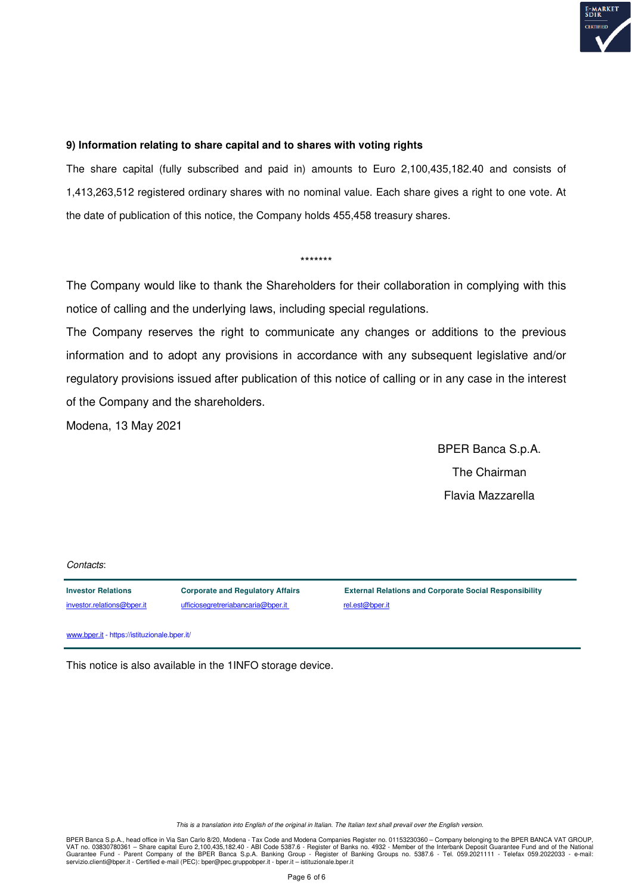**9) Information relating to share capital and to shares with voting rights**

The share capital (fully subscribed and paid in) amounts to Euro 2,100,435,182.40 and consists of 1,413,263,512 registered ordinary shares with no nominal value. Each share gives a right to one vote. At the date of publication of this notice, the Company holds 455,458 treasury shares.

*******

The Company would like to thank the Shareholders for their collaboration in complying with this notice of calling and the underlying laws, including special regulations.

The Company reserves the right to communicate any changes or additions to the previous information and to adopt any provisions in accordance with any subsequent legislative and/or regulatory provisions issued after publication of this notice of calling or in any case in the interest of the Company and the shareholders.

Modena, 13 May 2021

BPER Banca S.p.A.

The Chairman

Flavia Mazzarella

*Contacts*:

| Investor Relations | Corporate and Regulatory Affairs | External Relations and Corporate Social Responsibility |
|---|---|---|
| investor.relations@bper.it | ufficiosegretreriabancaria@bper.it | rel.est@bper.it |

www.bper.it - https://istituzionale.bper.it/

This notice is also available in the 1INFO storage device.

*This is a translation into English of the original in Italian. The Italian text shall prevail over the English version.*

BPER Banca S.p.A., head office in Via San Carlo 8/20, Modena - Tax Code and Modena Companies Register no. 01153230360 – Company belonging to the BPER BANCA VAT GROUP, VAT no. 03830780361 – Share capital Euro 2,100,435,182.40 - ABI Code 5387.6 - Register of Banks no. 4932 - Member of the Interbank Deposit Guarantee Fund and of the National Guarantee Fund - Parent Company of the BPER Banca S.p.A. Banking Group - Register of Banking Groups no. 5387.6 - Tel. 059.2021111 - Telefax 059.2022033 - e-mail: servizio.clienti@bper.it - Certified e-mail (PEC): bper@pec.gruppobper.it - bper.it – istituzionale.bper.it